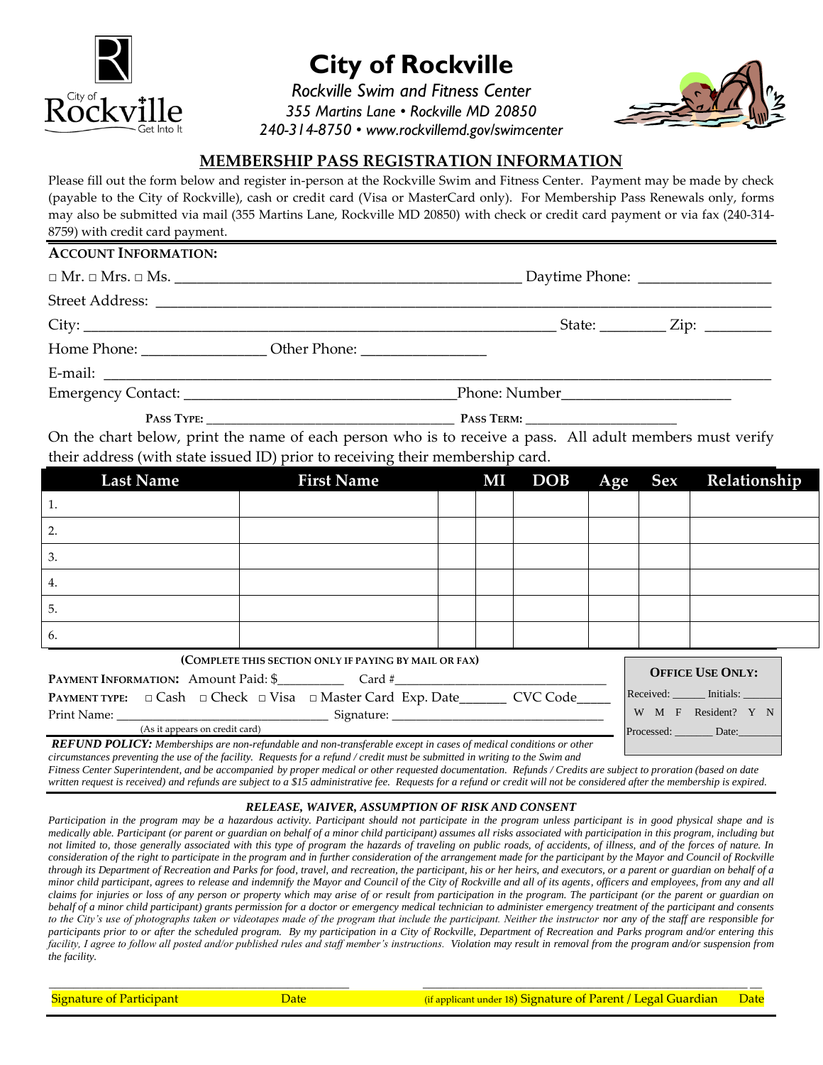# City of Rockville

*Rockville Swim and Fitness Center*
*355 Martins Lane • Rockville MD 20850*
*240-314-8750 • www.rockvillemd.gov/swimcenter*

## MEMBERSHIP PASS REGISTRATION INFORMATION

Please fill out the form below and register in-person at the Rockville Swim and Fitness Center. Payment may be made by check (payable to the City of Rockville), cash or credit card (Visa or MasterCard only). For Membership Pass Renewals only, forms may also be submitted via mail (355 Martins Lane, Rockville MD 20850) with check or credit card payment or via fax (240-314-8759) with credit card payment.

**ACCOUNT INFORMATION:**

□ Mr. □ Mrs. □ Ms. ______________________________________________ Daytime Phone: _________________

Street Address: ______________________________________________________________________________

City: ____________________________________________________________ State: ________ Zip: ________

Home Phone: ________________ Other Phone: ________________

E-mail: _______________________________________________________________________________________

Emergency Contact: ___________________________________Phone: Number______________________

**PASS TYPE:** _____________________________________ **PASS TERM:** ______________________

On the chart below, print the name of each person who is to receive a pass. All adult members must verify their address (with state issued ID) prior to receiving their membership card.

| Last Name | First Name | | MI | DOB | Age | Sex | Relationship |
|---|---|---|---|---|---|---|---|
| 1. | | | | | | | |
| 2. | | | | | | | |
| 3. | | | | | | | |
| 4. | | | | | | | |
| 5. | | | | | | | |
| 6. | | | | | | | |

**(COMPLETE THIS SECTION ONLY IF PAYING BY MAIL OR FAX)**

**PAYMENT INFORMATION:** Amount Paid: $__________ Card #________________________________

**PAYMENT TYPE:** □ Cash □ Check □ Visa □ Master Card Exp. Date_______ CVC Code_____

Print Name: ________________________________ Signature: ________________________________

(As it appears on credit card)

**OFFICE USE ONLY:**
Received: ______ Initials: ______
W M F Resident? Y N
Processed: _______ Date:_______

***REFUND POLICY:*** *Memberships are non-refundable and non-transferable except in cases of medical conditions or other circumstances preventing the use of the facility. Requests for a refund / credit must be submitted in writing to the Swim and Fitness Center Superintendent, and be accompanied by proper medical or other requested documentation. Refunds / Credits are subject to proration (based on date written request is received) and refunds are subject to a $15 administrative fee. Requests for a refund or credit will not be considered after the membership is expired.*

### *RELEASE, WAIVER, ASSUMPTION OF RISK AND CONSENT*

*Participation in the program may be a hazardous activity. Participant should not participate in the program unless participant is in good physical shape and is medically able. Participant (or parent or guardian on behalf of a minor child participant) assumes all risks associated with participation in this program, including but not limited to, those generally associated with this type of program the hazards of traveling on public roads, of accidents, of illness, and of the forces of nature. In consideration of the right to participate in the program and in further consideration of the arrangement made for the participant by the Mayor and Council of Rockville through its Department of Recreation and Parks for food, travel, and recreation, the participant, his or her heirs, and executors, or a parent or guardian on behalf of a minor child participant, agrees to release and indemnify the Mayor and Council of the City of Rockville and all of its agents, officers and employees, from any and all claims for injuries or loss of any person or property which may arise of or result from participation in the program. The participant (or the parent or guardian on behalf of a minor child participant) grants permission for a doctor or emergency medical technician to administer emergency treatment of the participant and consents to the City's use of photographs taken or videotapes made of the program that include the participant. Neither the instructor nor any of the staff are responsible for participants prior to or after the scheduled program. By my participation in a City of Rockville, Department of Recreation and Parks program and/or entering this facility, I agree to follow all posted and/or published rules and staff member's instructions. Violation may result in removal from the program and/or suspension from the facility.*

_______________________________________________ _______________________________________________

Signature of Participant  Date  (if applicant under 18) Signature of Parent / Legal Guardian  Date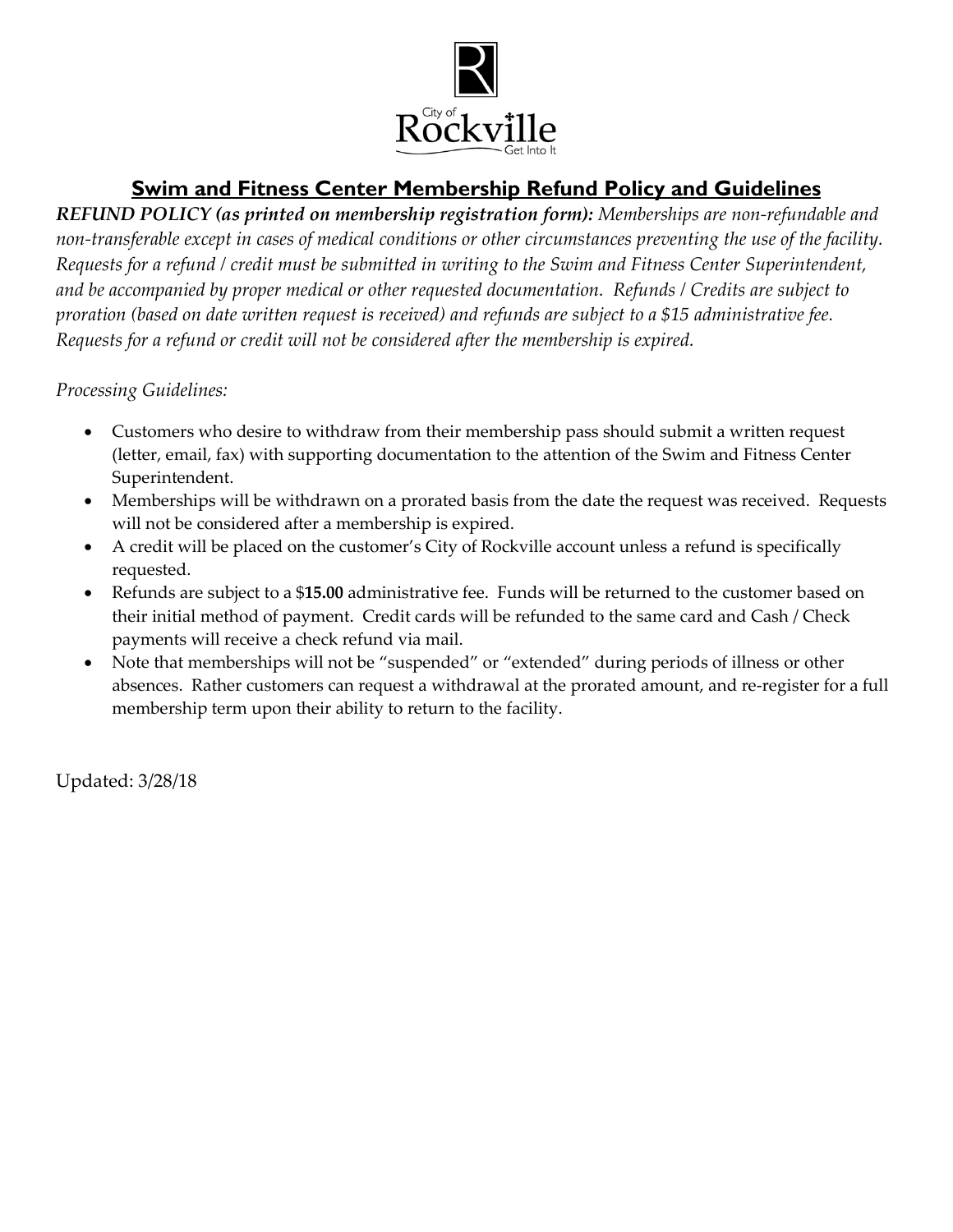City of Rockville
Get Into It

# Swim and Fitness Center Membership Refund Policy and Guidelines

***REFUND POLICY (as printed on membership registration form):*** *Memberships are non-refundable and non-transferable except in cases of medical conditions or other circumstances preventing the use of the facility. Requests for a refund / credit must be submitted in writing to the Swim and Fitness Center Superintendent, and be accompanied by proper medical or other requested documentation. Refunds / Credits are subject to proration (based on date written request is received) and refunds are subject to a $15 administrative fee. Requests for a refund or credit will not be considered after the membership is expired.*

*Processing Guidelines:*

- Customers who desire to withdraw from their membership pass should submit a written request (letter, email, fax) with supporting documentation to the attention of the Swim and Fitness Center Superintendent.
- Memberships will be withdrawn on a prorated basis from the date the request was received. Requests will not be considered after a membership is expired.
- A credit will be placed on the customer's City of Rockville account unless a refund is specifically requested.
- Refunds are subject to a $**15.00** administrative fee. Funds will be returned to the customer based on their initial method of payment. Credit cards will be refunded to the same card and Cash / Check payments will receive a check refund via mail.
- Note that memberships will not be "suspended" or "extended" during periods of illness or other absences. Rather customers can request a withdrawal at the prorated amount, and re-register for a full membership term upon their ability to return to the facility.

Updated: 3/28/18